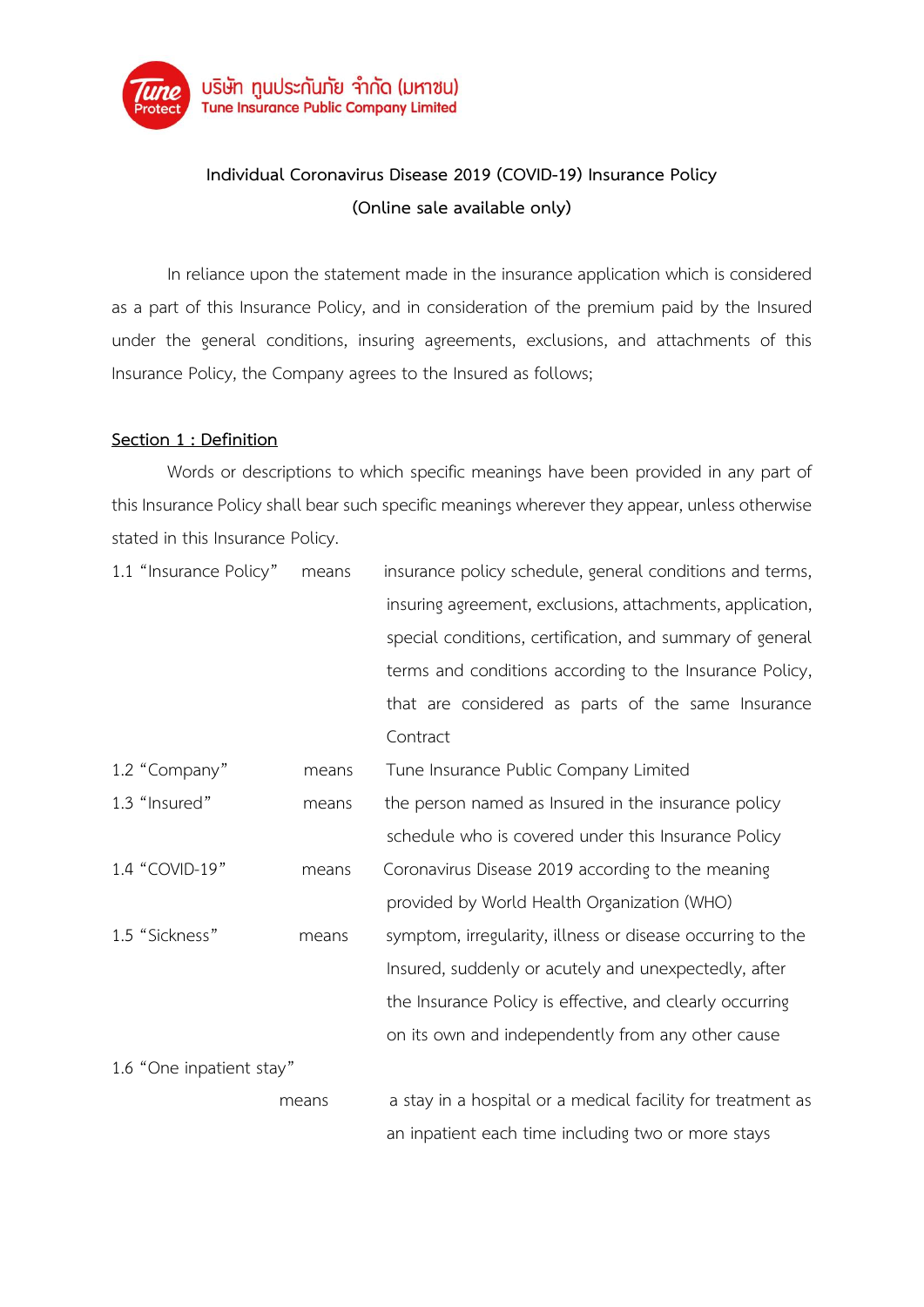บริษัท ทูนประกันภัย จำกัด (มหาชน)
Tune Insurance Public Company Limited

**Individual Coronavirus Disease 2019 (COVID-19) Insurance Policy**

**(Online sale available only)**

In reliance upon the statement made in the insurance application which is considered as a part of this Insurance Policy, and in consideration of the premium paid by the Insured under the general conditions, insuring agreements, exclusions, and attachments of this Insurance Policy, the Company agrees to the Insured as follows;

## Section 1 : Definition

Words or descriptions to which specific meanings have been provided in any part of this Insurance Policy shall bear such specific meanings wherever they appear, unless otherwise stated in this Insurance Policy.

1.1 "Insurance Policy" means insurance policy schedule, general conditions and terms, insuring agreement, exclusions, attachments, application, special conditions, certification, and summary of general terms and conditions according to the Insurance Policy, that are considered as parts of the same Insurance Contract

1.2 "Company" means Tune Insurance Public Company Limited

1.3 "Insured" means the person named as Insured in the insurance policy schedule who is covered under this Insurance Policy

1.4 "COVID-19" means Coronavirus Disease 2019 according to the meaning provided by World Health Organization (WHO)

1.5 "Sickness" means symptom, irregularity, illness or disease occurring to the Insured, suddenly or acutely and unexpectedly, after the Insurance Policy is effective, and clearly occurring on its own and independently from any other cause

1.6 "One inpatient stay" means a stay in a hospital or a medical facility for treatment as an inpatient each time including two or more stays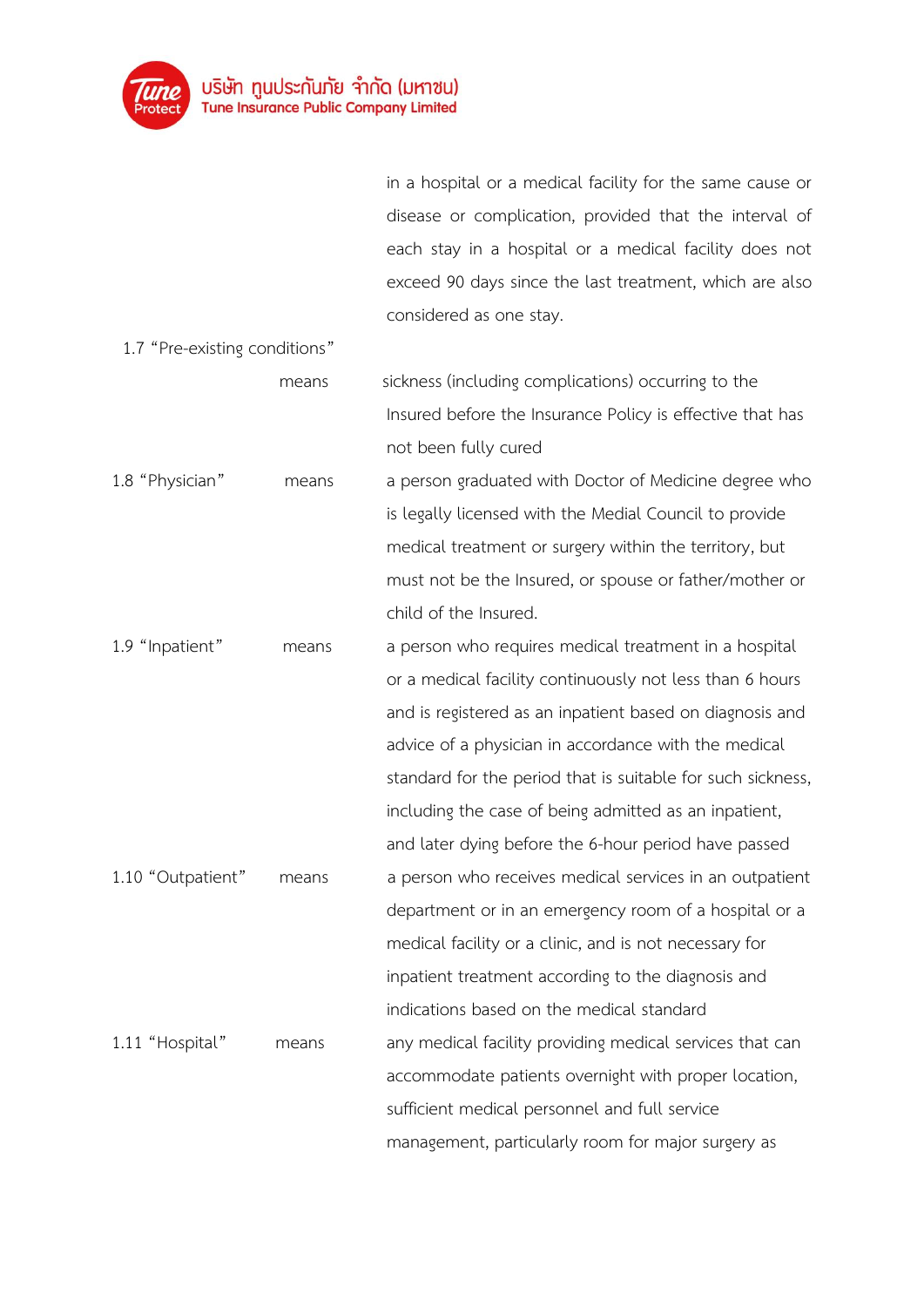in a hospital or a medical facility for the same cause or disease or complication, provided that the interval of each stay in a hospital or a medical facility does not exceed 90 days since the last treatment, which are also considered as one stay.

1.7 "Pre-existing conditions" means sickness (including complications) occurring to the Insured before the Insurance Policy is effective that has not been fully cured

1.8 "Physician" means a person graduated with Doctor of Medicine degree who is legally licensed with the Medial Council to provide medical treatment or surgery within the territory, but must not be the Insured, or spouse or father/mother or child of the Insured.

1.9 "Inpatient" means a person who requires medical treatment in a hospital or a medical facility continuously not less than 6 hours and is registered as an inpatient based on diagnosis and advice of a physician in accordance with the medical standard for the period that is suitable for such sickness, including the case of being admitted as an inpatient, and later dying before the 6-hour period have passed

1.10 "Outpatient" means a person who receives medical services in an outpatient department or in an emergency room of a hospital or a medical facility or a clinic, and is not necessary for inpatient treatment according to the diagnosis and indications based on the medical standard

1.11 "Hospital" means any medical facility providing medical services that can accommodate patients overnight with proper location, sufficient medical personnel and full service management, particularly room for major surgery as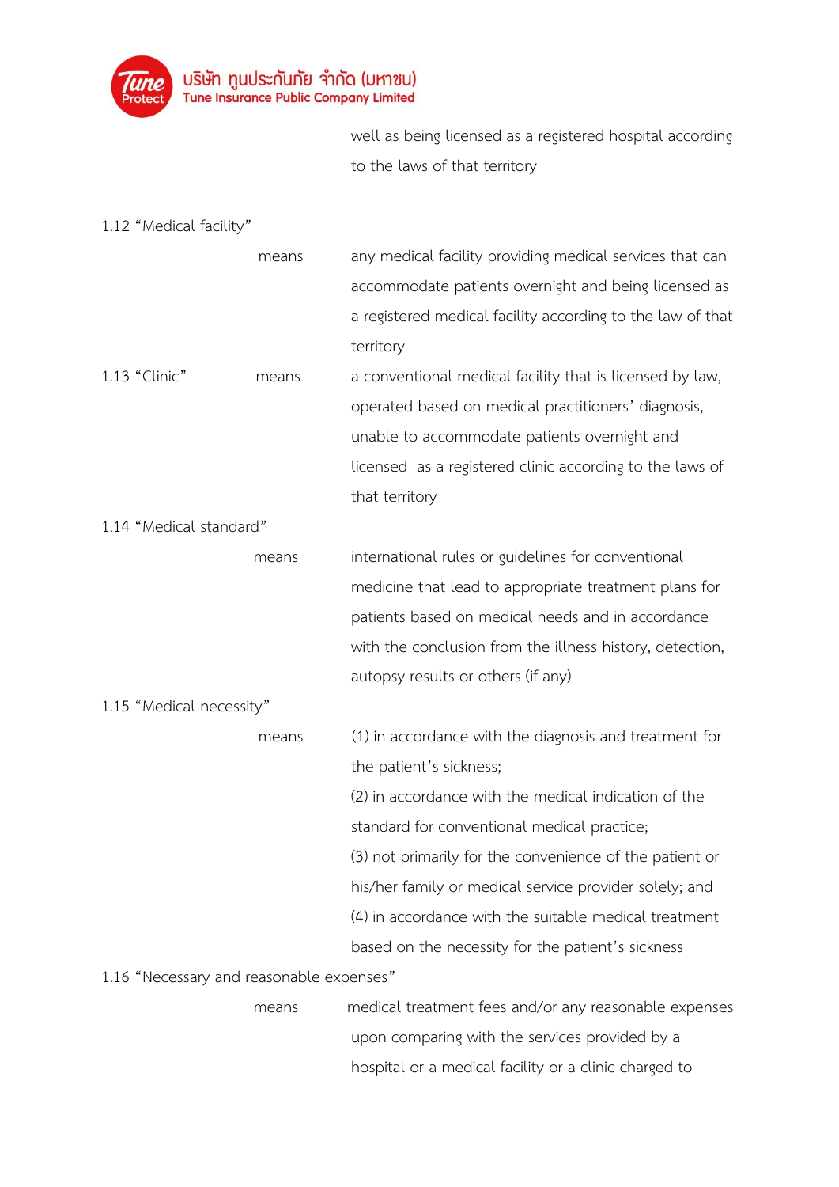well as being licensed as a registered hospital according to the laws of that territory

1.12 "Medical facility"

means any medical facility providing medical services that can accommodate patients overnight and being licensed as a registered medical facility according to the law of that territory

1.13 "Clinic" means a conventional medical facility that is licensed by law, operated based on medical practitioners' diagnosis, unable to accommodate patients overnight and licensed as a registered clinic according to the laws of that territory

1.14 "Medical standard"

means international rules or guidelines for conventional medicine that lead to appropriate treatment plans for patients based on medical needs and in accordance with the conclusion from the illness history, detection, autopsy results or others (if any)

1.15 "Medical necessity"

means (1) in accordance with the diagnosis and treatment for the patient's sickness;

(2) in accordance with the medical indication of the standard for conventional medical practice;

(3) not primarily for the convenience of the patient or his/her family or medical service provider solely; and

(4) in accordance with the suitable medical treatment based on the necessity for the patient's sickness

1.16 "Necessary and reasonable expenses"

means medical treatment fees and/or any reasonable expenses upon comparing with the services provided by a hospital or a medical facility or a clinic charged to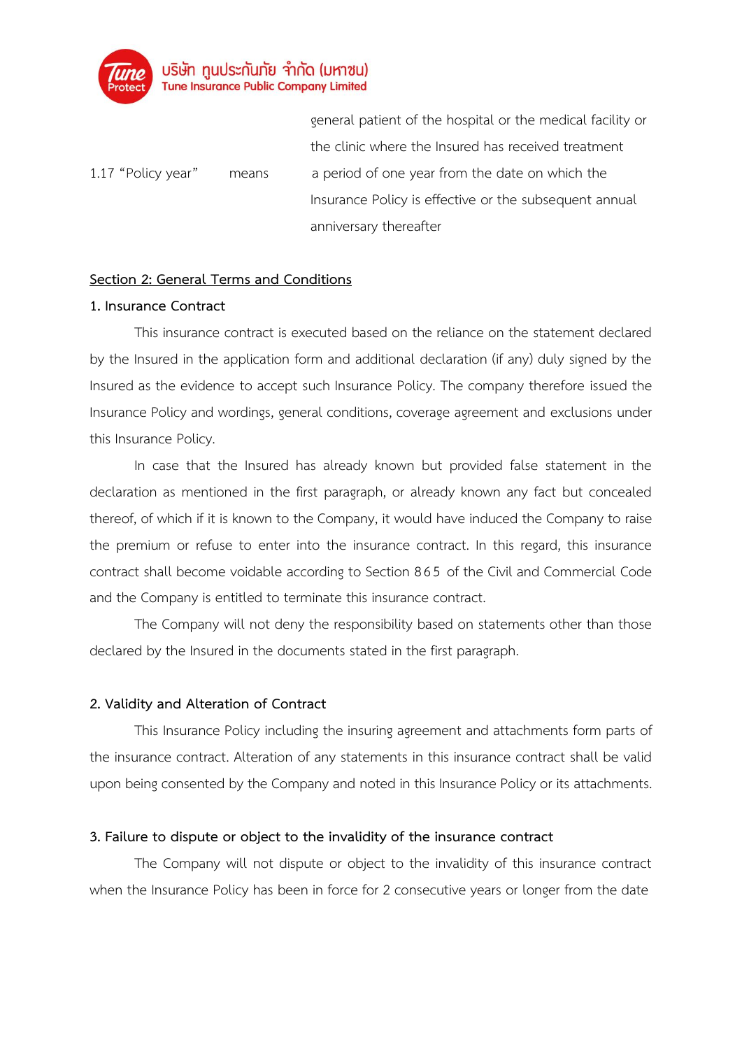general patient of the hospital or the medical facility or the clinic where the Insured has received treatment

1.17 "Policy year" means a period of one year from the date on which the Insurance Policy is effective or the subsequent annual anniversary thereafter

## Section 2: General Terms and Conditions

### 1. Insurance Contract

This insurance contract is executed based on the reliance on the statement declared by the Insured in the application form and additional declaration (if any) duly signed by the Insured as the evidence to accept such Insurance Policy. The company therefore issued the Insurance Policy and wordings, general conditions, coverage agreement and exclusions under this Insurance Policy.

In case that the Insured has already known but provided false statement in the declaration as mentioned in the first paragraph, or already known any fact but concealed thereof, of which if it is known to the Company, it would have induced the Company to raise the premium or refuse to enter into the insurance contract. In this regard, this insurance contract shall become voidable according to Section 865 of the Civil and Commercial Code and the Company is entitled to terminate this insurance contract.

The Company will not deny the responsibility based on statements other than those declared by the Insured in the documents stated in the first paragraph.

### 2. Validity and Alteration of Contract

This Insurance Policy including the insuring agreement and attachments form parts of the insurance contract. Alteration of any statements in this insurance contract shall be valid upon being consented by the Company and noted in this Insurance Policy or its attachments.

### 3. Failure to dispute or object to the invalidity of the insurance contract

The Company will not dispute or object to the invalidity of this insurance contract when the Insurance Policy has been in force for 2 consecutive years or longer from the date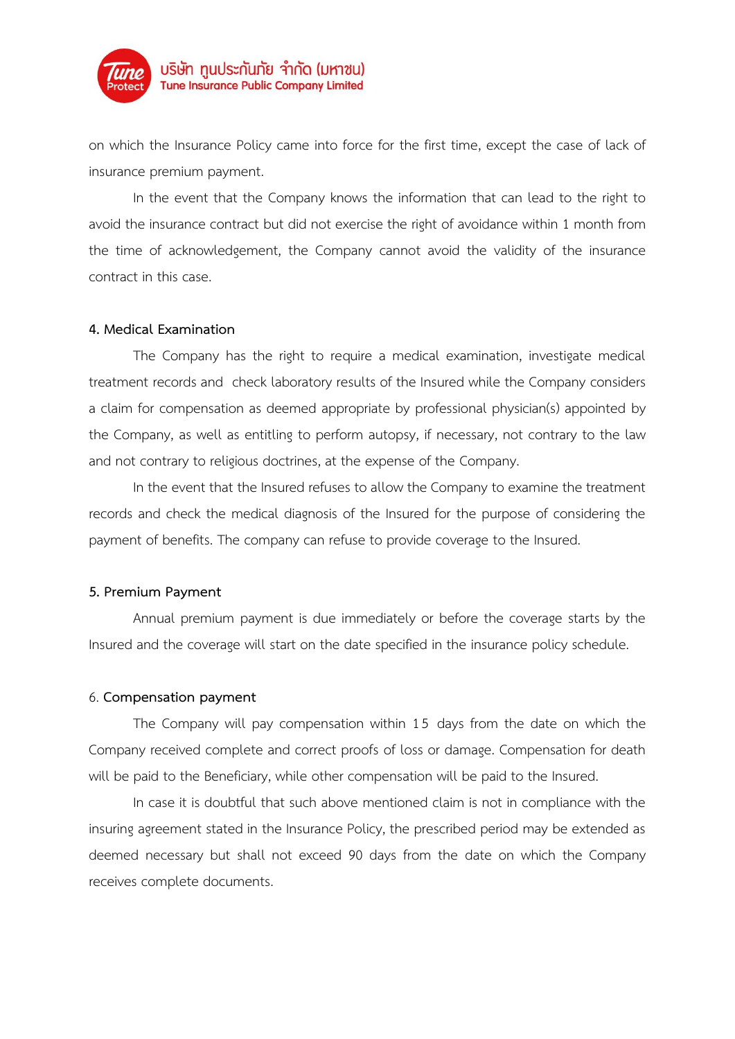on which the Insurance Policy came into force for the first time, except the case of lack of insurance premium payment.

In the event that the Company knows the information that can lead to the right to avoid the insurance contract but did not exercise the right of avoidance within 1 month from the time of acknowledgement, the Company cannot avoid the validity of the insurance contract in this case.

**4. Medical Examination**

The Company has the right to require a medical examination, investigate medical treatment records and check laboratory results of the Insured while the Company considers a claim for compensation as deemed appropriate by professional physician(s) appointed by the Company, as well as entitling to perform autopsy, if necessary, not contrary to the law and not contrary to religious doctrines, at the expense of the Company.

In the event that the Insured refuses to allow the Company to examine the treatment records and check the medical diagnosis of the Insured for the purpose of considering the payment of benefits. The company can refuse to provide coverage to the Insured.

**5. Premium Payment**

Annual premium payment is due immediately or before the coverage starts by the Insured and the coverage will start on the date specified in the insurance policy schedule.

6. **Compensation payment**

The Company will pay compensation within 15 days from the date on which the Company received complete and correct proofs of loss or damage. Compensation for death will be paid to the Beneficiary, while other compensation will be paid to the Insured.

In case it is doubtful that such above mentioned claim is not in compliance with the insuring agreement stated in the Insurance Policy, the prescribed period may be extended as deemed necessary but shall not exceed 90 days from the date on which the Company receives complete documents.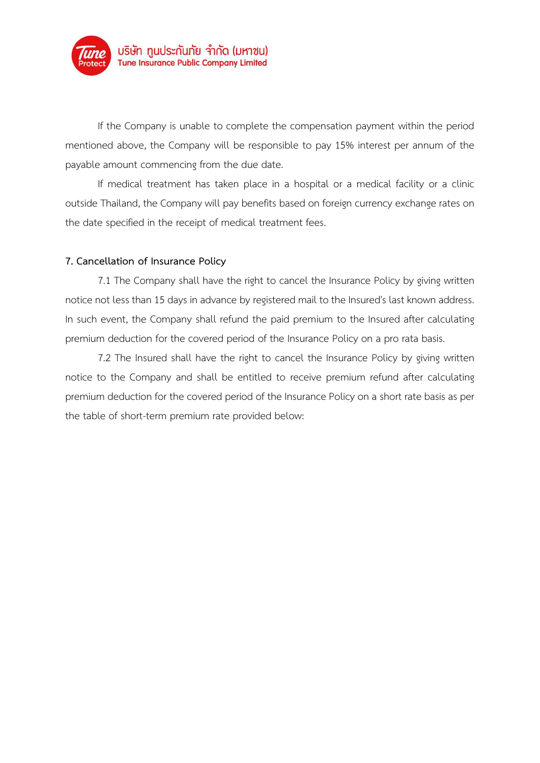If the Company is unable to complete the compensation payment within the period mentioned above, the Company will be responsible to pay 15% interest per annum of the payable amount commencing from the due date.

If medical treatment has taken place in a hospital or a medical facility or a clinic outside Thailand, the Company will pay benefits based on foreign currency exchange rates on the date specified in the receipt of medical treatment fees.

**7. Cancellation of Insurance Policy**

7.1 The Company shall have the right to cancel the Insurance Policy by giving written notice not less than 15 days in advance by registered mail to the Insured's last known address. In such event, the Company shall refund the paid premium to the Insured after calculating premium deduction for the covered period of the Insurance Policy on a pro rata basis.

7.2 The Insured shall have the right to cancel the Insurance Policy by giving written notice to the Company and shall be entitled to receive premium refund after calculating premium deduction for the covered period of the Insurance Policy on a short rate basis as per the table of short-term premium rate provided below: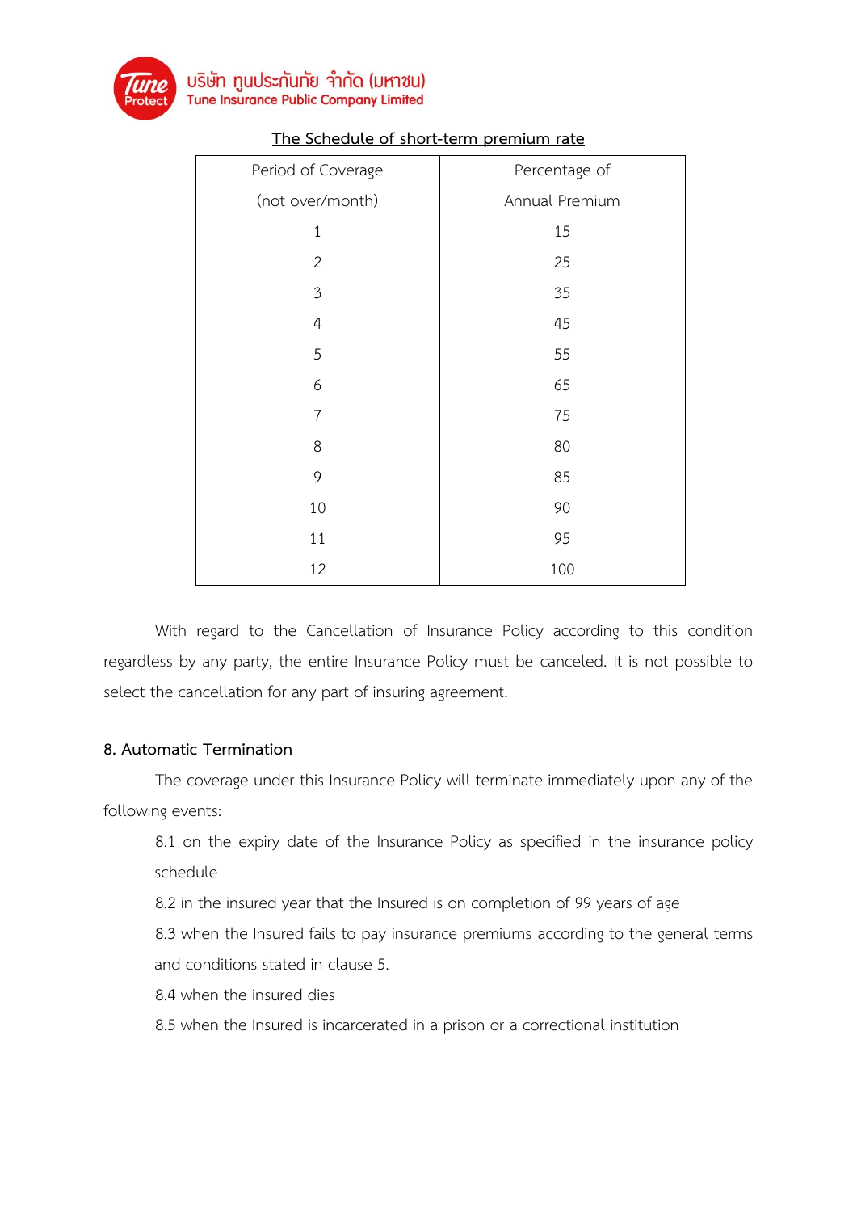The Schedule of short-term premium rate

| Period of Coverage (not over/month) | Percentage of Annual Premium |
|---|---|
| 1 | 15 |
| 2 | 25 |
| 3 | 35 |
| 4 | 45 |
| 5 | 55 |
| 6 | 65 |
| 7 | 75 |
| 8 | 80 |
| 9 | 85 |
| 10 | 90 |
| 11 | 95 |
| 12 | 100 |

With regard to the Cancellation of Insurance Policy according to this condition regardless by any party, the entire Insurance Policy must be canceled. It is not possible to select the cancellation for any part of insuring agreement.

## 8. Automatic Termination

The coverage under this Insurance Policy will terminate immediately upon any of the following events:

8.1 on the expiry date of the Insurance Policy as specified in the insurance policy schedule

8.2 in the insured year that the Insured is on completion of 99 years of age

8.3 when the Insured fails to pay insurance premiums according to the general terms and conditions stated in clause 5.

8.4 when the insured dies

8.5 when the Insured is incarcerated in a prison or a correctional institution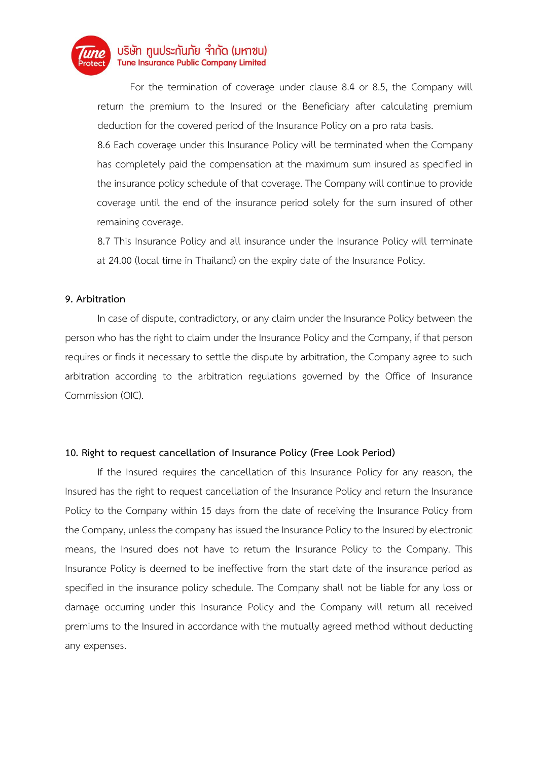For the termination of coverage under clause 8.4 or 8.5, the Company will return the premium to the Insured or the Beneficiary after calculating premium deduction for the covered period of the Insurance Policy on a pro rata basis.

8.6 Each coverage under this Insurance Policy will be terminated when the Company has completely paid the compensation at the maximum sum insured as specified in the insurance policy schedule of that coverage. The Company will continue to provide coverage until the end of the insurance period solely for the sum insured of other remaining coverage.

8.7 This Insurance Policy and all insurance under the Insurance Policy will terminate at 24.00 (local time in Thailand) on the expiry date of the Insurance Policy.

## 9. Arbitration

In case of dispute, contradictory, or any claim under the Insurance Policy between the person who has the right to claim under the Insurance Policy and the Company, if that person requires or finds it necessary to settle the dispute by arbitration, the Company agree to such arbitration according to the arbitration regulations governed by the Office of Insurance Commission (OIC).

## 10. Right to request cancellation of Insurance Policy (Free Look Period)

If the Insured requires the cancellation of this Insurance Policy for any reason, the Insured has the right to request cancellation of the Insurance Policy and return the Insurance Policy to the Company within 15 days from the date of receiving the Insurance Policy from the Company, unless the company has issued the Insurance Policy to the Insured by electronic means, the Insured does not have to return the Insurance Policy to the Company. This Insurance Policy is deemed to be ineffective from the start date of the insurance period as specified in the insurance policy schedule. The Company shall not be liable for any loss or damage occurring under this Insurance Policy and the Company will return all received premiums to the Insured in accordance with the mutually agreed method without deducting any expenses.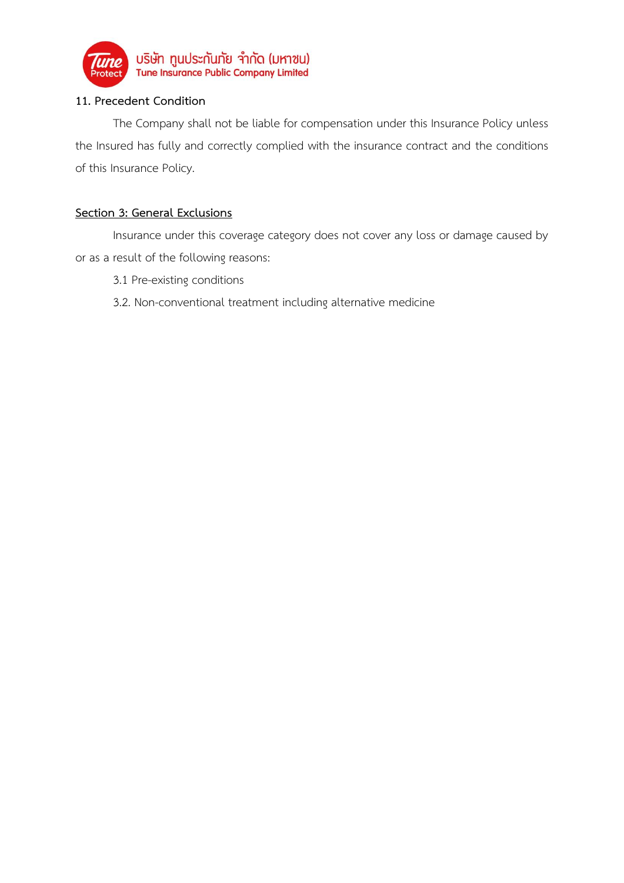**11. Precedent Condition**

The Company shall not be liable for compensation under this Insurance Policy unless the Insured has fully and correctly complied with the insurance contract and the conditions of this Insurance Policy.

**<u>Section 3: General Exclusions</u>**

Insurance under this coverage category does not cover any loss or damage caused by or as a result of the following reasons:

3.1 Pre-existing conditions

3.2. Non-conventional treatment including alternative medicine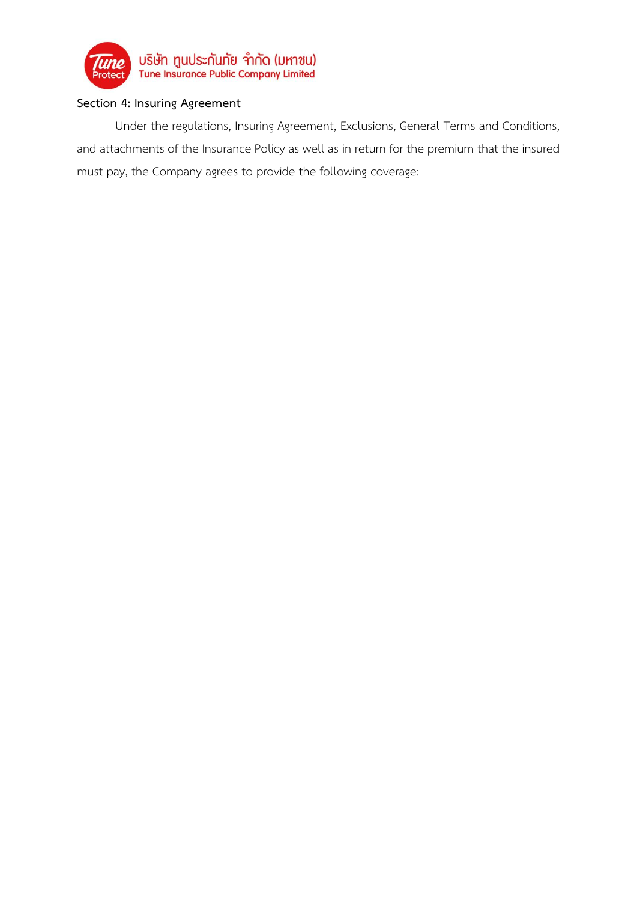## Section 4: Insuring Agreement

Under the regulations, Insuring Agreement, Exclusions, General Terms and Conditions, and attachments of the Insurance Policy as well as in return for the premium that the insured must pay, the Company agrees to provide the following coverage: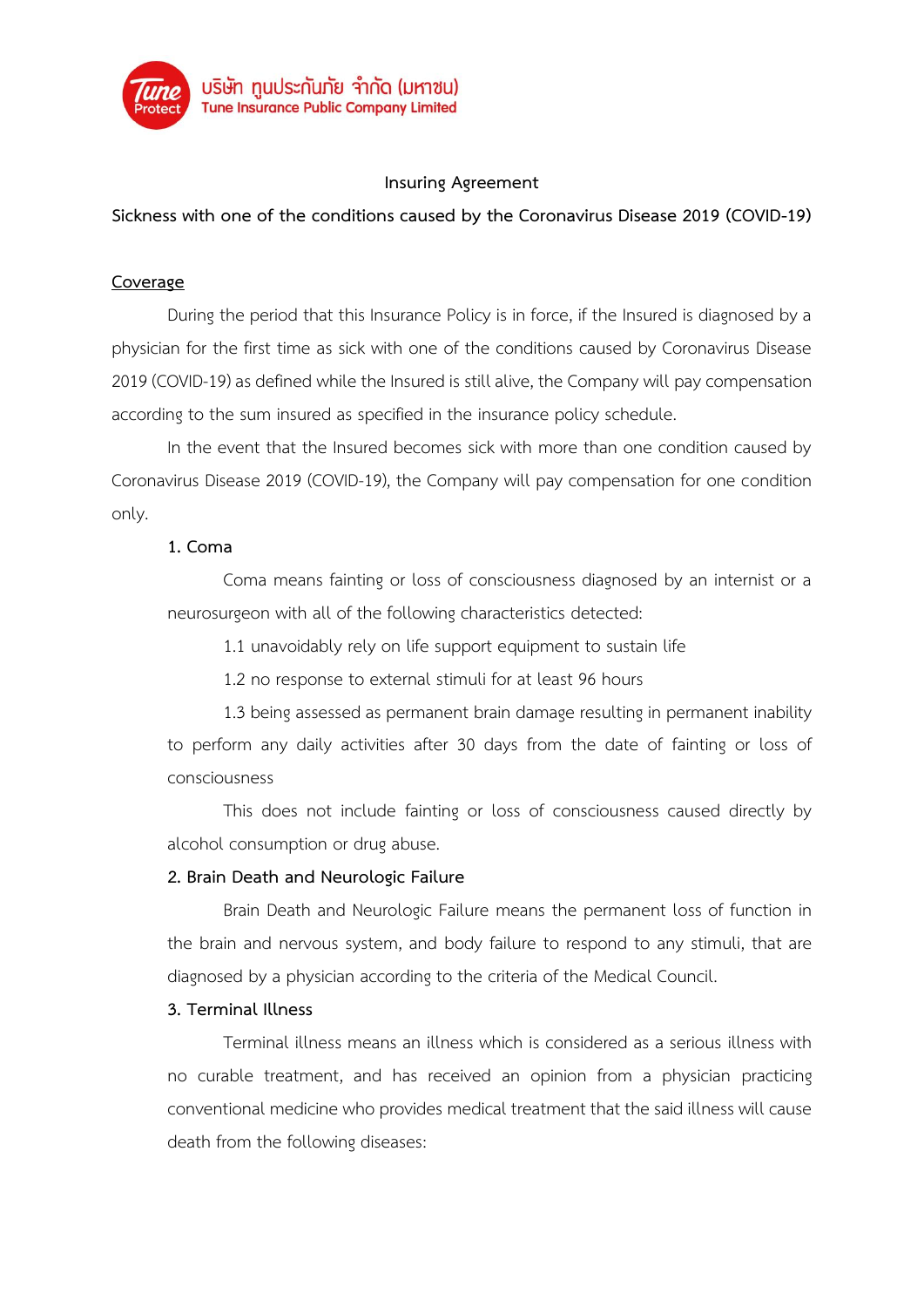บริษัท ทูนประกันภัย จำกัด (มหาชน)
Tune Insurance Public Company Limited

## Insuring Agreement

**Sickness with one of the conditions caused by the Coronavirus Disease 2019 (COVID-19)**

### Coverage

During the period that this Insurance Policy is in force, if the Insured is diagnosed by a physician for the first time as sick with one of the conditions caused by Coronavirus Disease 2019 (COVID-19) as defined while the Insured is still alive, the Company will pay compensation according to the sum insured as specified in the insurance policy schedule.

In the event that the Insured becomes sick with more than one condition caused by Coronavirus Disease 2019 (COVID-19), the Company will pay compensation for one condition only.

**1. Coma**

Coma means fainting or loss of consciousness diagnosed by an internist or a neurosurgeon with all of the following characteristics detected:

1.1 unavoidably rely on life support equipment to sustain life

1.2 no response to external stimuli for at least 96 hours

1.3 being assessed as permanent brain damage resulting in permanent inability to perform any daily activities after 30 days from the date of fainting or loss of consciousness

This does not include fainting or loss of consciousness caused directly by alcohol consumption or drug abuse.

**2. Brain Death and Neurologic Failure**

Brain Death and Neurologic Failure means the permanent loss of function in the brain and nervous system, and body failure to respond to any stimuli, that are diagnosed by a physician according to the criteria of the Medical Council.

**3. Terminal Illness**

Terminal illness means an illness which is considered as a serious illness with no curable treatment, and has received an opinion from a physician practicing conventional medicine who provides medical treatment that the said illness will cause death from the following diseases: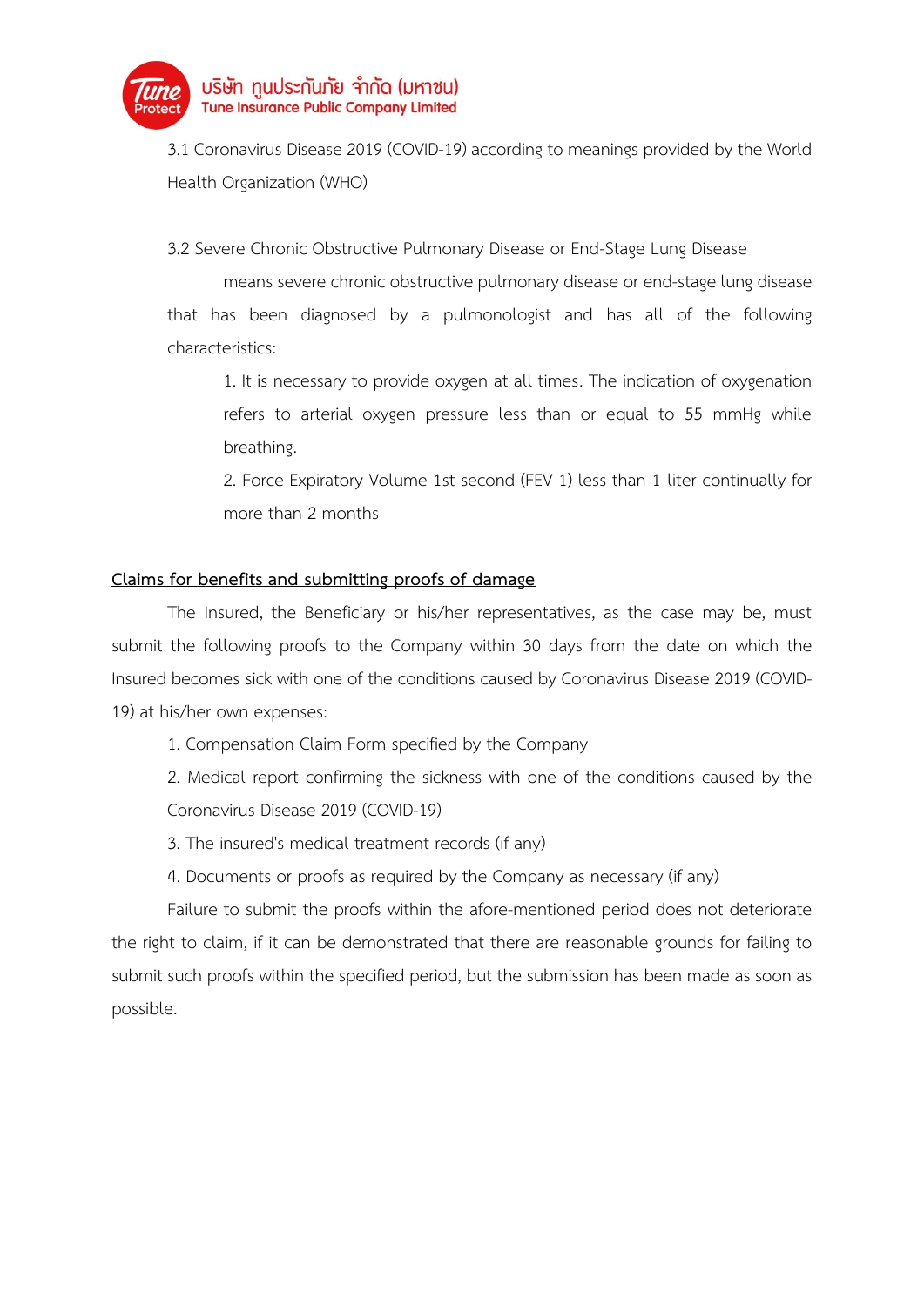3.1 Coronavirus Disease 2019 (COVID-19) according to meanings provided by the World Health Organization (WHO)

3.2 Severe Chronic Obstructive Pulmonary Disease or End-Stage Lung Disease

means severe chronic obstructive pulmonary disease or end-stage lung disease that has been diagnosed by a pulmonologist and has all of the following characteristics:

1. It is necessary to provide oxygen at all times. The indication of oxygenation refers to arterial oxygen pressure less than or equal to 55 mmHg while breathing.
2. Force Expiratory Volume 1st second (FEV 1) less than 1 liter continually for more than 2 months

**<u>Claims for benefits and submitting proofs of damage</u>**

The Insured, the Beneficiary or his/her representatives, as the case may be, must submit the following proofs to the Company within 30 days from the date on which the Insured becomes sick with one of the conditions caused by Coronavirus Disease 2019 (COVID-19) at his/her own expenses:

1. Compensation Claim Form specified by the Company
2. Medical report confirming the sickness with one of the conditions caused by the Coronavirus Disease 2019 (COVID-19)
3. The insured's medical treatment records (if any)
4. Documents or proofs as required by the Company as necessary (if any)

Failure to submit the proofs within the afore-mentioned period does not deteriorate the right to claim, if it can be demonstrated that there are reasonable grounds for failing to submit such proofs within the specified period, but the submission has been made as soon as possible.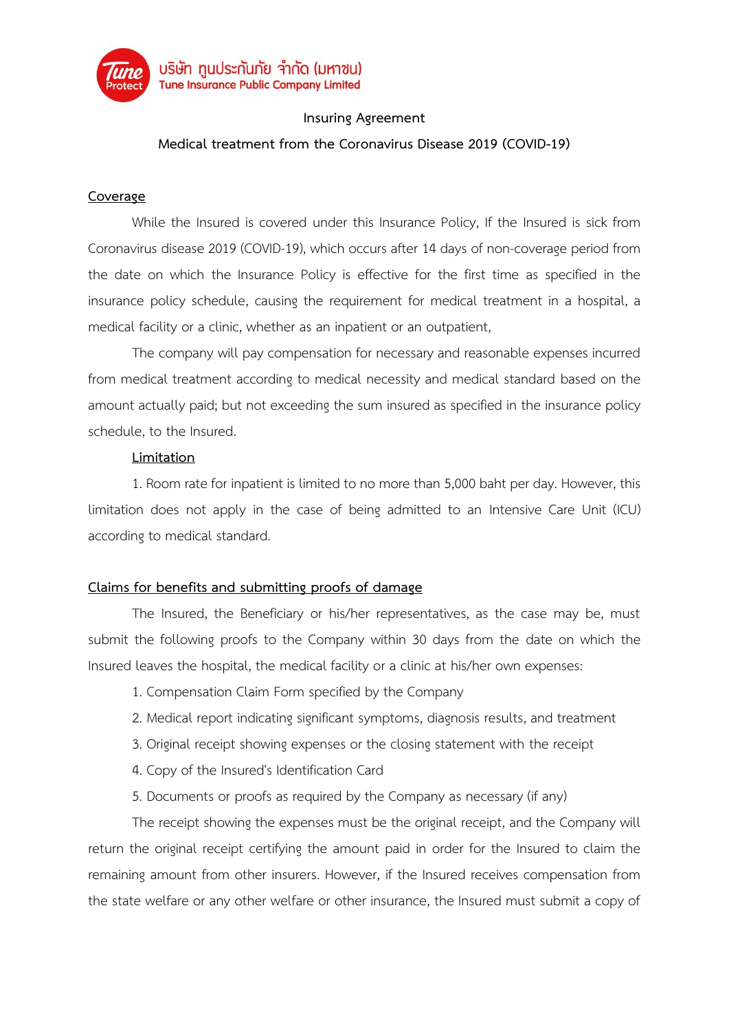บริษัท ทูนประกันภัย จำกัด (มหาชน)
Tune Insurance Public Company Limited

**Insuring Agreement**

**Medical treatment from the Coronavirus Disease 2019 (COVID-19)**

## Coverage

While the Insured is covered under this Insurance Policy, If the Insured is sick from Coronavirus disease 2019 (COVID-19), which occurs after 14 days of non-coverage period from the date on which the Insurance Policy is effective for the first time as specified in the insurance policy schedule, causing the requirement for medical treatment in a hospital, a medical facility or a clinic, whether as an inpatient or an outpatient,

The company will pay compensation for necessary and reasonable expenses incurred from medical treatment according to medical necessity and medical standard based on the amount actually paid; but not exceeding the sum insured as specified in the insurance policy schedule, to the Insured.

### Limitation

1. Room rate for inpatient is limited to no more than 5,000 baht per day. However, this limitation does not apply in the case of being admitted to an Intensive Care Unit (ICU) according to medical standard.

## Claims for benefits and submitting proofs of damage

The Insured, the Beneficiary or his/her representatives, as the case may be, must submit the following proofs to the Company within 30 days from the date on which the Insured leaves the hospital, the medical facility or a clinic at his/her own expenses:

1. Compensation Claim Form specified by the Company
2. Medical report indicating significant symptoms, diagnosis results, and treatment
3. Original receipt showing expenses or the closing statement with the receipt
4. Copy of the Insured's Identification Card
5. Documents or proofs as required by the Company as necessary (if any)

The receipt showing the expenses must be the original receipt, and the Company will return the original receipt certifying the amount paid in order for the Insured to claim the remaining amount from other insurers. However, if the Insured receives compensation from the state welfare or any other welfare or other insurance, the Insured must submit a copy of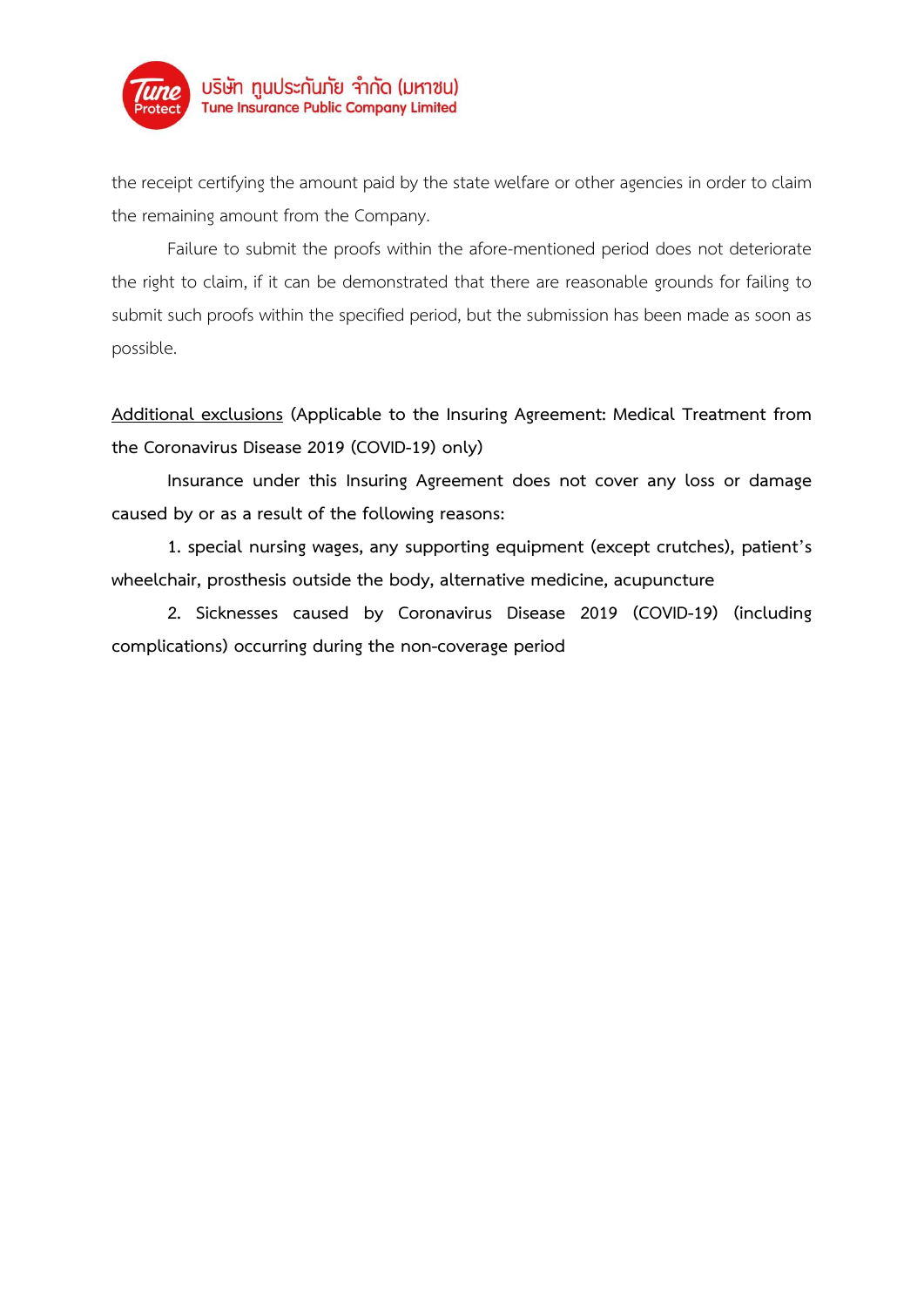the receipt certifying the amount paid by the state welfare or other agencies in order to claim the remaining amount from the Company.

Failure to submit the proofs within the afore-mentioned period does not deteriorate the right to claim, if it can be demonstrated that there are reasonable grounds for failing to submit such proofs within the specified period, but the submission has been made as soon as possible.

**Additional exclusions (Applicable to the Insuring Agreement: Medical Treatment from the Coronavirus Disease 2019 (COVID-19) only)**

**Insurance under this Insuring Agreement does not cover any loss or damage caused by or as a result of the following reasons:**

**1. special nursing wages, any supporting equipment (except crutches), patient's wheelchair, prosthesis outside the body, alternative medicine, acupuncture**

**2. Sicknesses caused by Coronavirus Disease 2019 (COVID-19) (including complications) occurring during the non-coverage period**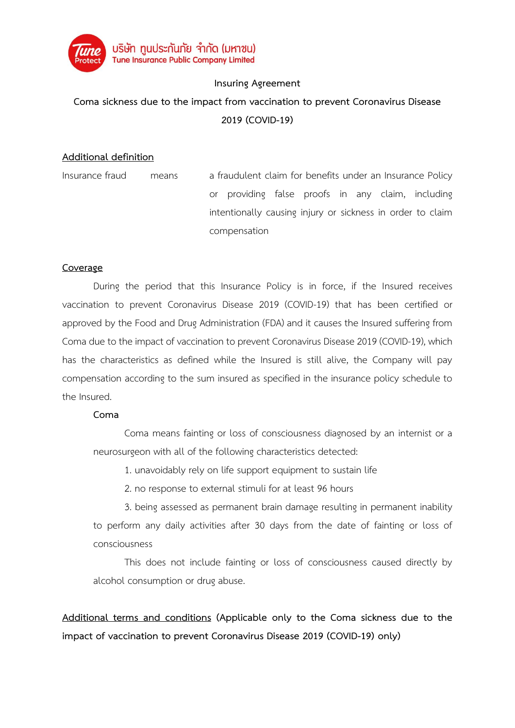Insuring Agreement

Coma sickness due to the impact from vaccination to prevent Coronavirus Disease 2019 (COVID-19)

**Additional definition**

Insurance fraud means a fraudulent claim for benefits under an Insurance Policy or providing false proofs in any claim, including intentionally causing injury or sickness in order to claim compensation

**Coverage**

During the period that this Insurance Policy is in force, if the Insured receives vaccination to prevent Coronavirus Disease 2019 (COVID-19) that has been certified or approved by the Food and Drug Administration (FDA) and it causes the Insured suffering from Coma due to the impact of vaccination to prevent Coronavirus Disease 2019 (COVID-19), which has the characteristics as defined while the Insured is still alive, the Company will pay compensation according to the sum insured as specified in the insurance policy schedule to the Insured.

**Coma**

Coma means fainting or loss of consciousness diagnosed by an internist or a neurosurgeon with all of the following characteristics detected:

1. unavoidably rely on life support equipment to sustain life
2. no response to external stimuli for at least 96 hours
3. being assessed as permanent brain damage resulting in permanent inability to perform any daily activities after 30 days from the date of fainting or loss of consciousness

This does not include fainting or loss of consciousness caused directly by alcohol consumption or drug abuse.

**Additional terms and conditions (Applicable only to the Coma sickness due to the impact of vaccination to prevent Coronavirus Disease 2019 (COVID-19) only)**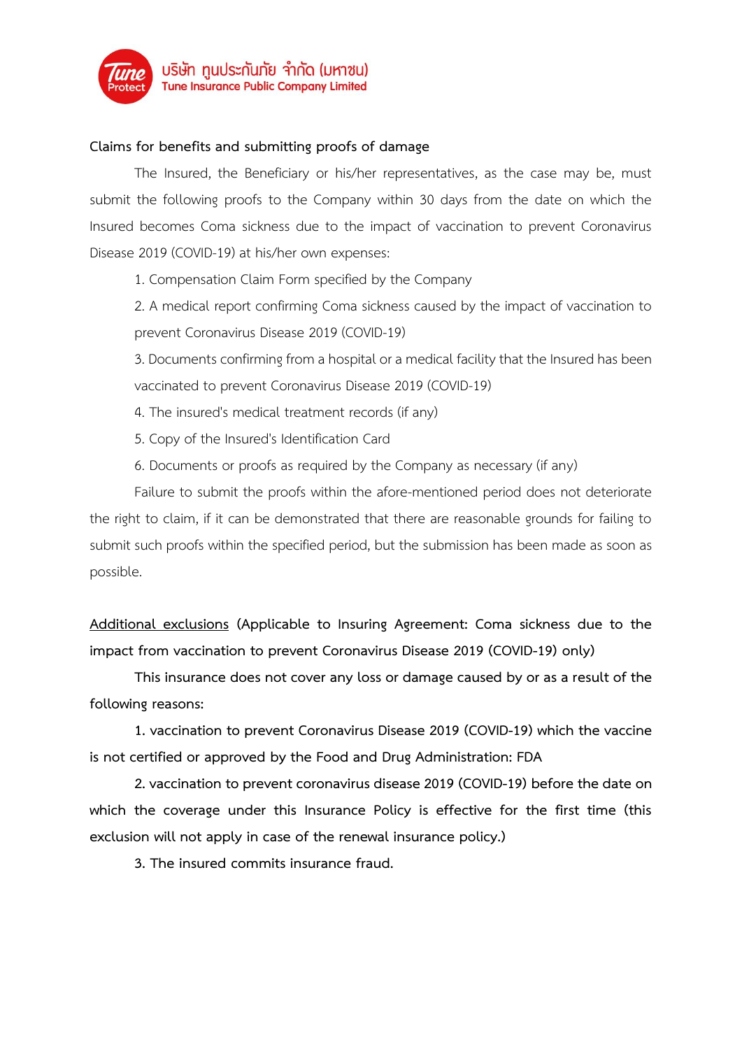**Claims for benefits and submitting proofs of damage**

The Insured, the Beneficiary or his/her representatives, as the case may be, must submit the following proofs to the Company within 30 days from the date on which the Insured becomes Coma sickness due to the impact of vaccination to prevent Coronavirus Disease 2019 (COVID-19) at his/her own expenses:

1. Compensation Claim Form specified by the Company
2. A medical report confirming Coma sickness caused by the impact of vaccination to prevent Coronavirus Disease 2019 (COVID-19)
3. Documents confirming from a hospital or a medical facility that the Insured has been vaccinated to prevent Coronavirus Disease 2019 (COVID-19)
4. The insured's medical treatment records (if any)
5. Copy of the Insured's Identification Card
6. Documents or proofs as required by the Company as necessary (if any)

Failure to submit the proofs within the afore-mentioned period does not deteriorate the right to claim, if it can be demonstrated that there are reasonable grounds for failing to submit such proofs within the specified period, but the submission has been made as soon as possible.

**Additional exclusions (Applicable to Insuring Agreement: Coma sickness due to the impact from vaccination to prevent Coronavirus Disease 2019 (COVID-19) only)**

**This insurance does not cover any loss or damage caused by or as a result of the following reasons:**

**1. vaccination to prevent Coronavirus Disease 2019 (COVID-19) which the vaccine is not certified or approved by the Food and Drug Administration: FDA**

**2. vaccination to prevent coronavirus disease 2019 (COVID-19) before the date on which the coverage under this Insurance Policy is effective for the first time (this exclusion will not apply in case of the renewal insurance policy.)**

**3. The insured commits insurance fraud.**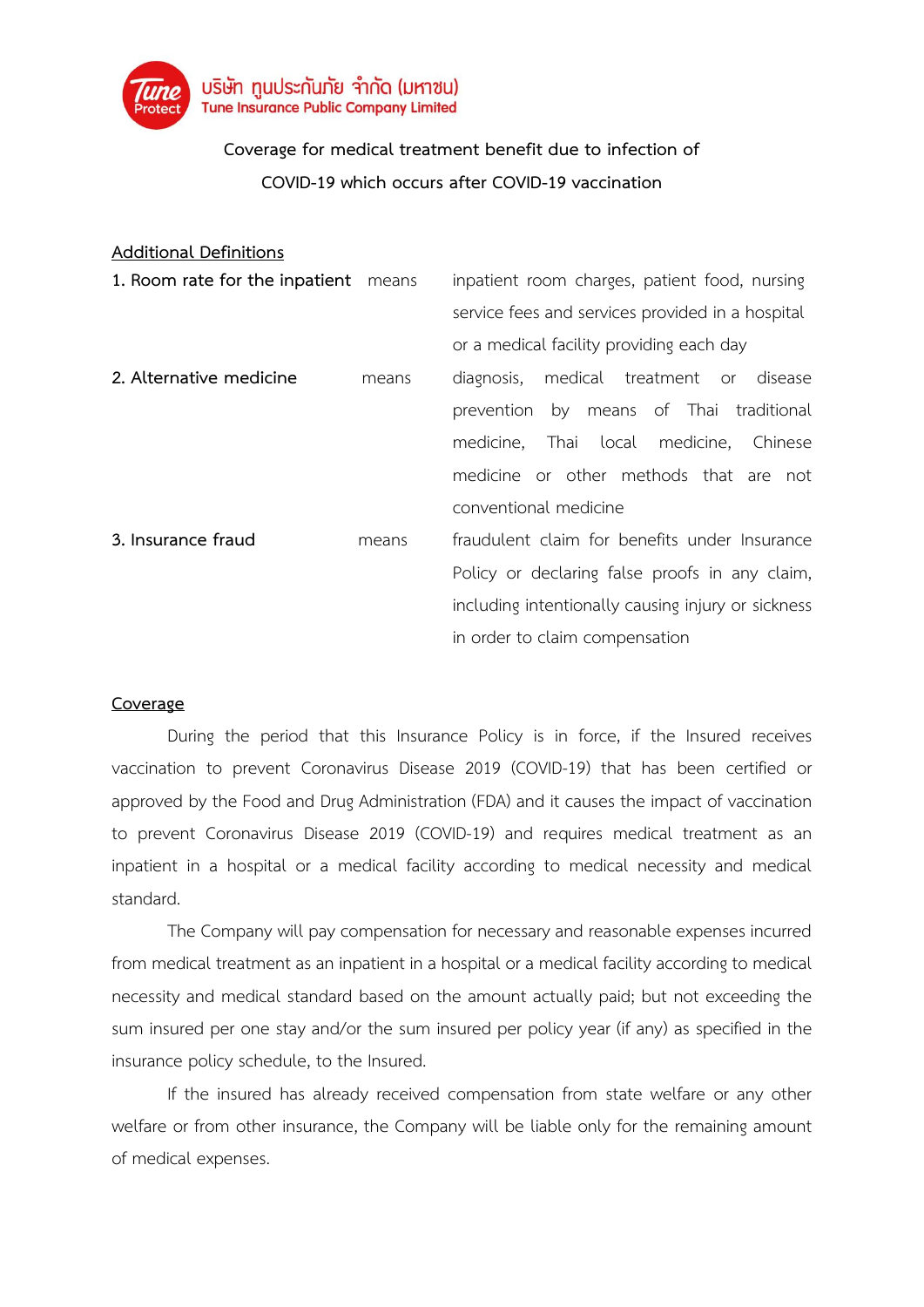บริษัท ทูนประกันภัย จำกัด (มหาชน)
Tune Insurance Public Company Limited

## Coverage for medical treatment benefit due to infection of COVID-19 which occurs after COVID-19 vaccination

### Additional Definitions

1. **Room rate for the inpatient** means inpatient room charges, patient food, nursing service fees and services provided in a hospital or a medical facility providing each day
2. **Alternative medicine** means diagnosis, medical treatment or disease prevention by means of Thai traditional medicine, Thai local medicine, Chinese medicine or other methods that are not conventional medicine
3. **Insurance fraud** means fraudulent claim for benefits under Insurance Policy or declaring false proofs in any claim, including intentionally causing injury or sickness in order to claim compensation

### Coverage

During the period that this Insurance Policy is in force, if the Insured receives vaccination to prevent Coronavirus Disease 2019 (COVID-19) that has been certified or approved by the Food and Drug Administration (FDA) and it causes the impact of vaccination to prevent Coronavirus Disease 2019 (COVID-19) and requires medical treatment as an inpatient in a hospital or a medical facility according to medical necessity and medical standard.

The Company will pay compensation for necessary and reasonable expenses incurred from medical treatment as an inpatient in a hospital or a medical facility according to medical necessity and medical standard based on the amount actually paid; but not exceeding the sum insured per one stay and/or the sum insured per policy year (if any) as specified in the insurance policy schedule, to the Insured.

If the insured has already received compensation from state welfare or any other welfare or from other insurance, the Company will be liable only for the remaining amount of medical expenses.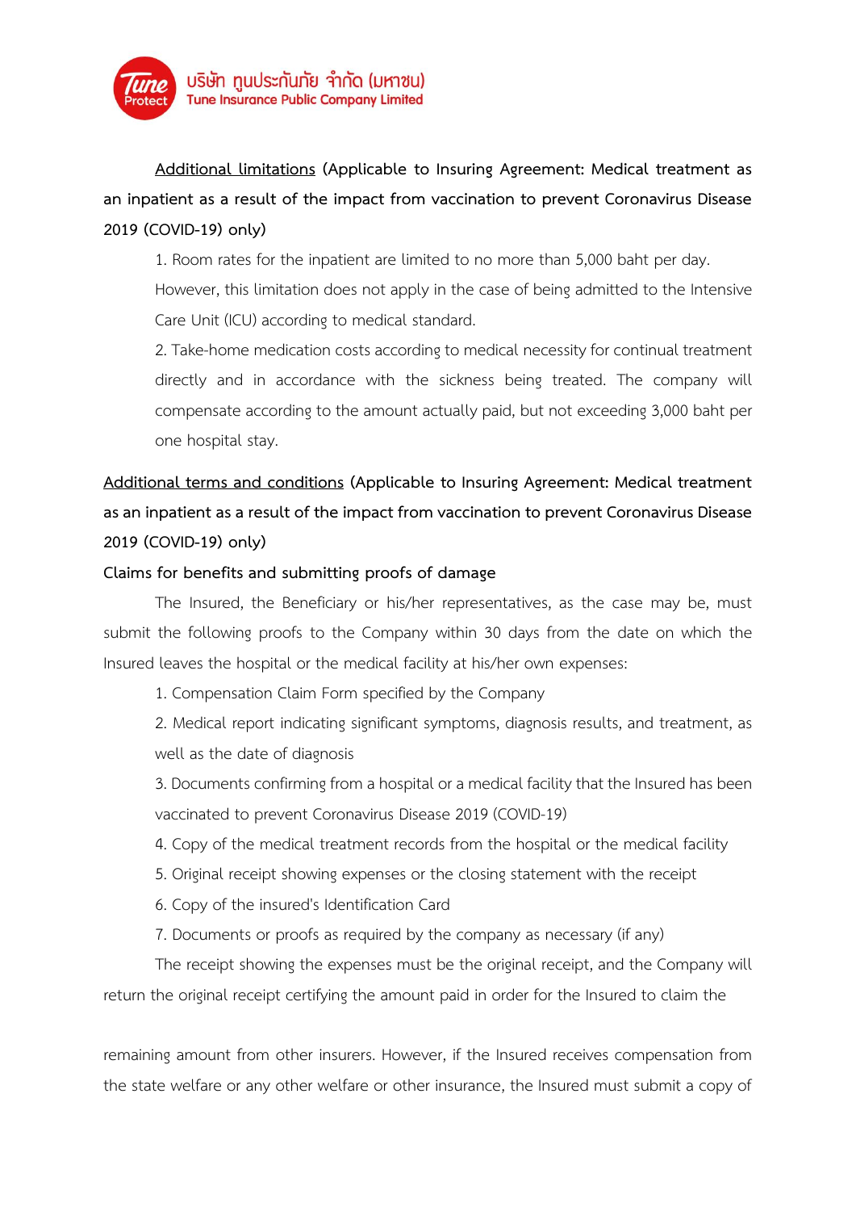<u>Additional limitations</u> **(Applicable to Insuring Agreement: Medical treatment as an inpatient as a result of the impact from vaccination to prevent Coronavirus Disease 2019 (COVID-19) only)**

1. Room rates for the inpatient are limited to no more than 5,000 baht per day. However, this limitation does not apply in the case of being admitted to the Intensive Care Unit (ICU) according to medical standard.
2. Take-home medication costs according to medical necessity for continual treatment directly and in accordance with the sickness being treated. The company will compensate according to the amount actually paid, but not exceeding 3,000 baht per one hospital stay.

<u>Additional terms and conditions</u> **(Applicable to Insuring Agreement: Medical treatment as an inpatient as a result of the impact from vaccination to prevent Coronavirus Disease 2019 (COVID-19) only)**

**Claims for benefits and submitting proofs of damage**

The Insured, the Beneficiary or his/her representatives, as the case may be, must submit the following proofs to the Company within 30 days from the date on which the Insured leaves the hospital or the medical facility at his/her own expenses:

1. Compensation Claim Form specified by the Company
2. Medical report indicating significant symptoms, diagnosis results, and treatment, as well as the date of diagnosis
3. Documents confirming from a hospital or a medical facility that the Insured has been vaccinated to prevent Coronavirus Disease 2019 (COVID-19)
4. Copy of the medical treatment records from the hospital or the medical facility
5. Original receipt showing expenses or the closing statement with the receipt
6. Copy of the insured's Identification Card
7. Documents or proofs as required by the company as necessary (if any)

The receipt showing the expenses must be the original receipt, and the Company will return the original receipt certifying the amount paid in order for the Insured to claim the remaining amount from other insurers. However, if the Insured receives compensation from the state welfare or any other welfare or other insurance, the Insured must submit a copy of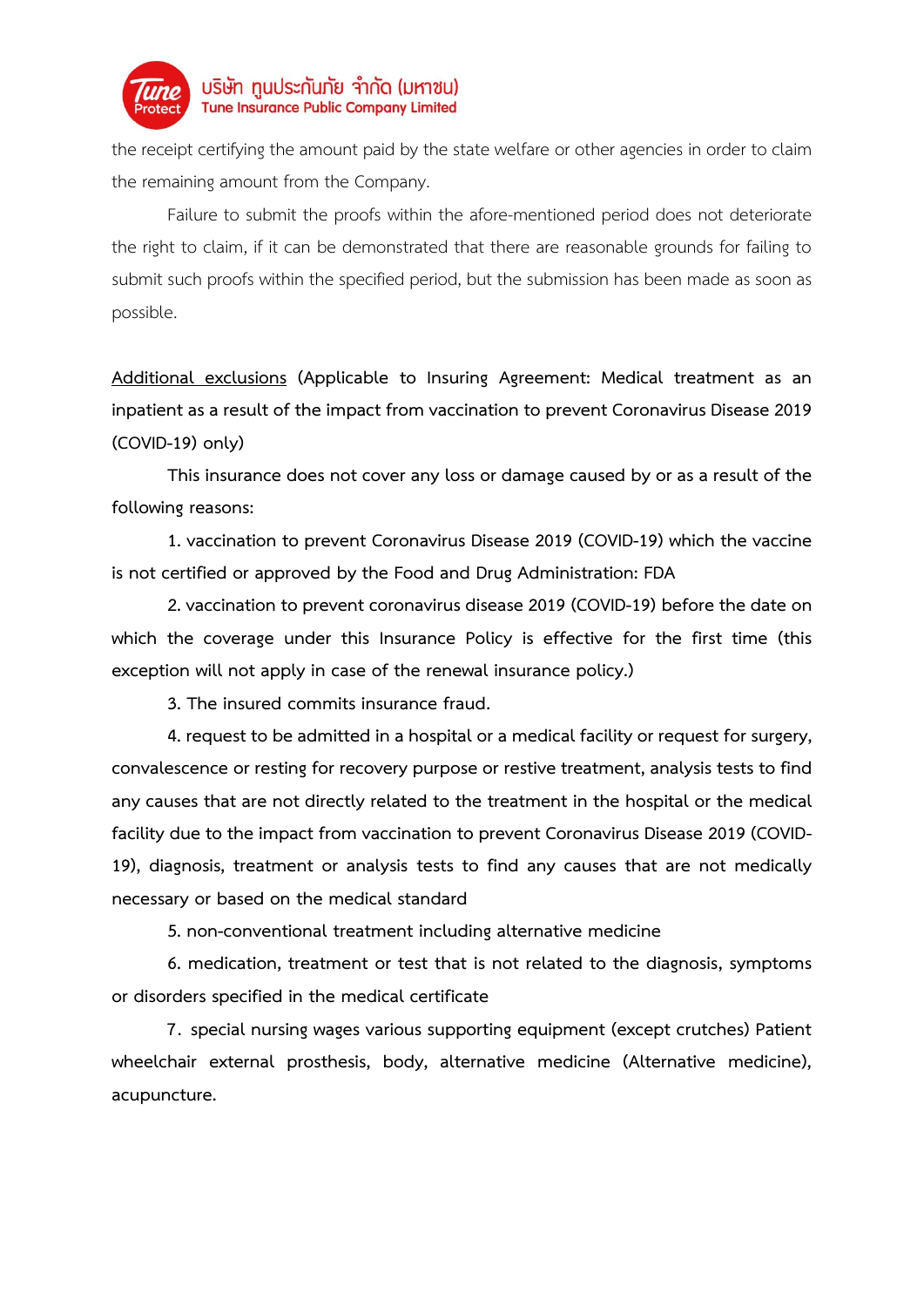the receipt certifying the amount paid by the state welfare or other agencies in order to claim the remaining amount from the Company.

Failure to submit the proofs within the afore-mentioned period does not deteriorate the right to claim, if it can be demonstrated that there are reasonable grounds for failing to submit such proofs within the specified period, but the submission has been made as soon as possible.

**<u>Additional exclusions</u> (Applicable to Insuring Agreement: Medical treatment as an inpatient as a result of the impact from vaccination to prevent Coronavirus Disease 2019 (COVID-19) only)**

**This insurance does not cover any loss or damage caused by or as a result of the following reasons:**

**1. vaccination to prevent Coronavirus Disease 2019 (COVID-19) which the vaccine is not certified or approved by the Food and Drug Administration: FDA**

**2. vaccination to prevent coronavirus disease 2019 (COVID-19) before the date on which the coverage under this Insurance Policy is effective for the first time (this exception will not apply in case of the renewal insurance policy.)**

**3. The insured commits insurance fraud.**

**4. request to be admitted in a hospital or a medical facility or request for surgery, convalescence or resting for recovery purpose or restive treatment, analysis tests to find any causes that are not directly related to the treatment in the hospital or the medical facility due to the impact from vaccination to prevent Coronavirus Disease 2019 (COVID-19), diagnosis, treatment or analysis tests to find any causes that are not medically necessary or based on the medical standard**

**5. non-conventional treatment including alternative medicine**

**6. medication, treatment or test that is not related to the diagnosis, symptoms or disorders specified in the medical certificate**

**7. special nursing wages various supporting equipment (except crutches) Patient wheelchair external prosthesis, body, alternative medicine (Alternative medicine), acupuncture.**